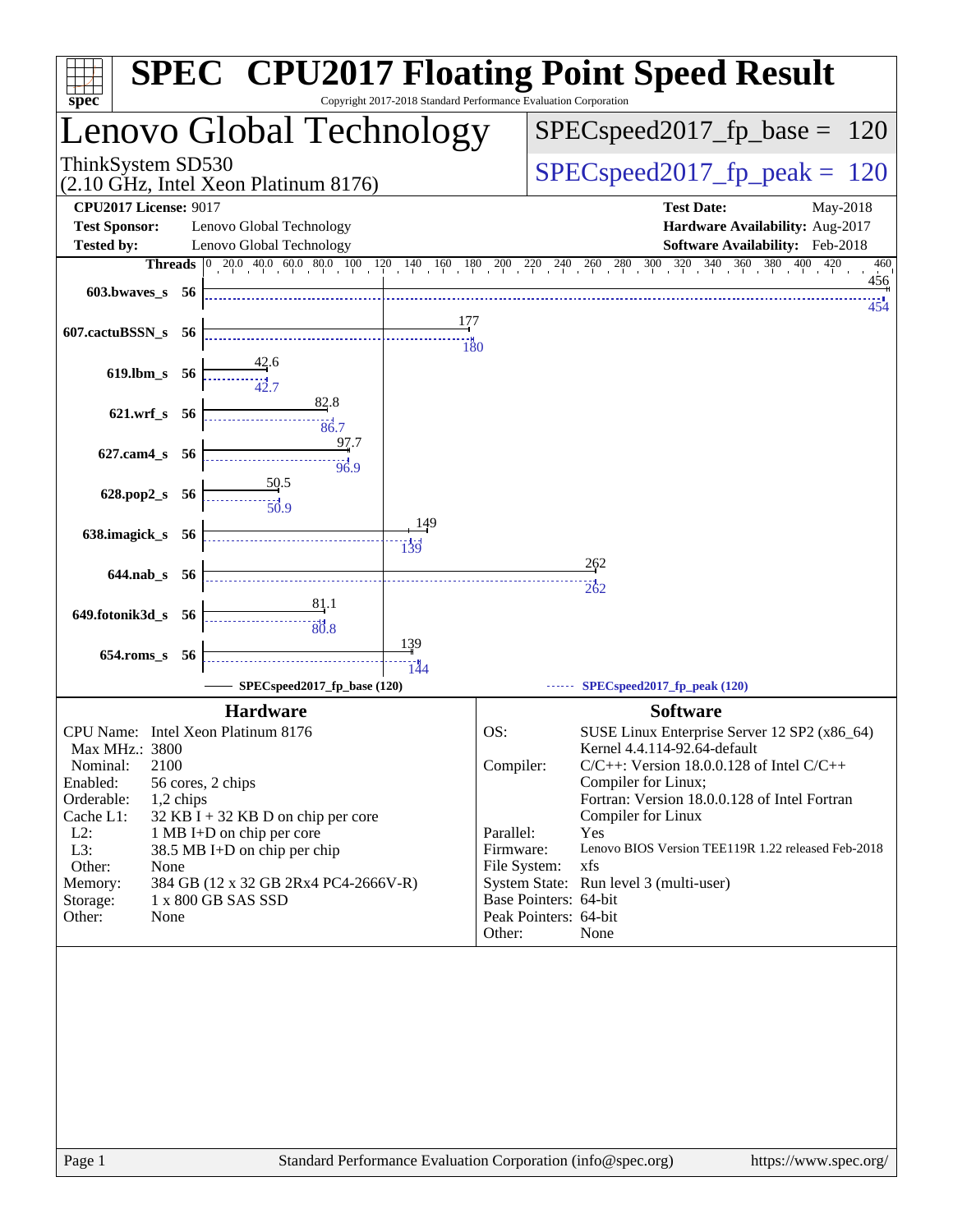# SPEC® CPU2017 Floating Point Speed Result

Copyright 2017-2018 Standard Performance Evaluation Corporation

## Lenovo Global Technology

ThinkSystem SD530
(2.10 GHz, Intel Xeon Platinum 8176)

SPECspeed2017_fp_base = 120

SPECspeed2017_fp_peak = 120

**CPU2017 License:** 9017
**Test Sponsor:** Lenovo Global Technology
**Tested by:** Lenovo Global Technology

**Test Date:** May-2018
**Hardware Availability:** Aug-2017
**Software Availability:** Feb-2018

| Benchmark | Threads | Base | Peak |
|---|---|---|---|
| 603.bwaves_s | 56 | 456 | 454 |
| 607.cactuBSSN_s | 56 | 177 | 180 |
| 619.lbm_s | 56 | 42.6 | 42.7 |
| 621.wrf_s | 56 | 82.8 | 86.7 |
| 627.cam4_s | 56 | 97.7 | 96.9 |
| 628.pop2_s | 56 | 50.5 | 50.9 |
| 638.imagick_s | 56 | 149 | 139 |
| 644.nab_s | 56 | 262 | 262 |
| 649.fotonik3d_s | 56 | 81.1 | 80.8 |
| 654.roms_s | 56 | 139 | 144 |

SPECspeed2017_fp_base (120) — SPECspeed2017_fp_peak (120)

### Hardware

| | |
|---|---|
| CPU Name: | Intel Xeon Platinum 8176 |
| Max MHz.: | 3800 |
| Nominal: | 2100 |
| Enabled: | 56 cores, 2 chips |
| Orderable: | 1,2 chips |
| Cache L1: | 32 KB I + 32 KB D on chip per core |
| L2: | 1 MB I+D on chip per core |
| L3: | 38.5 MB I+D on chip per chip |
| Other: | None |
| Memory: | 384 GB (12 x 32 GB 2Rx4 PC4-2666V-R) |
| Storage: | 1 x 800 GB SAS SSD |
| Other: | None |

### Software

| | |
|---|---|
| OS: | SUSE Linux Enterprise Server 12 SP2 (x86_64) Kernel 4.4.114-92.64-default |
| Compiler: | C/C++: Version 18.0.0.128 of Intel C/C++ Compiler for Linux; Fortran: Version 18.0.0.128 of Intel Fortran Compiler for Linux |
| Parallel: | Yes |
| Firmware: | Lenovo BIOS Version TEE119R 1.22 released Feb-2018 |
| File System: | xfs |
| System State: | Run level 3 (multi-user) |
| Base Pointers: | 64-bit |
| Peak Pointers: | 64-bit |
| Other: | None |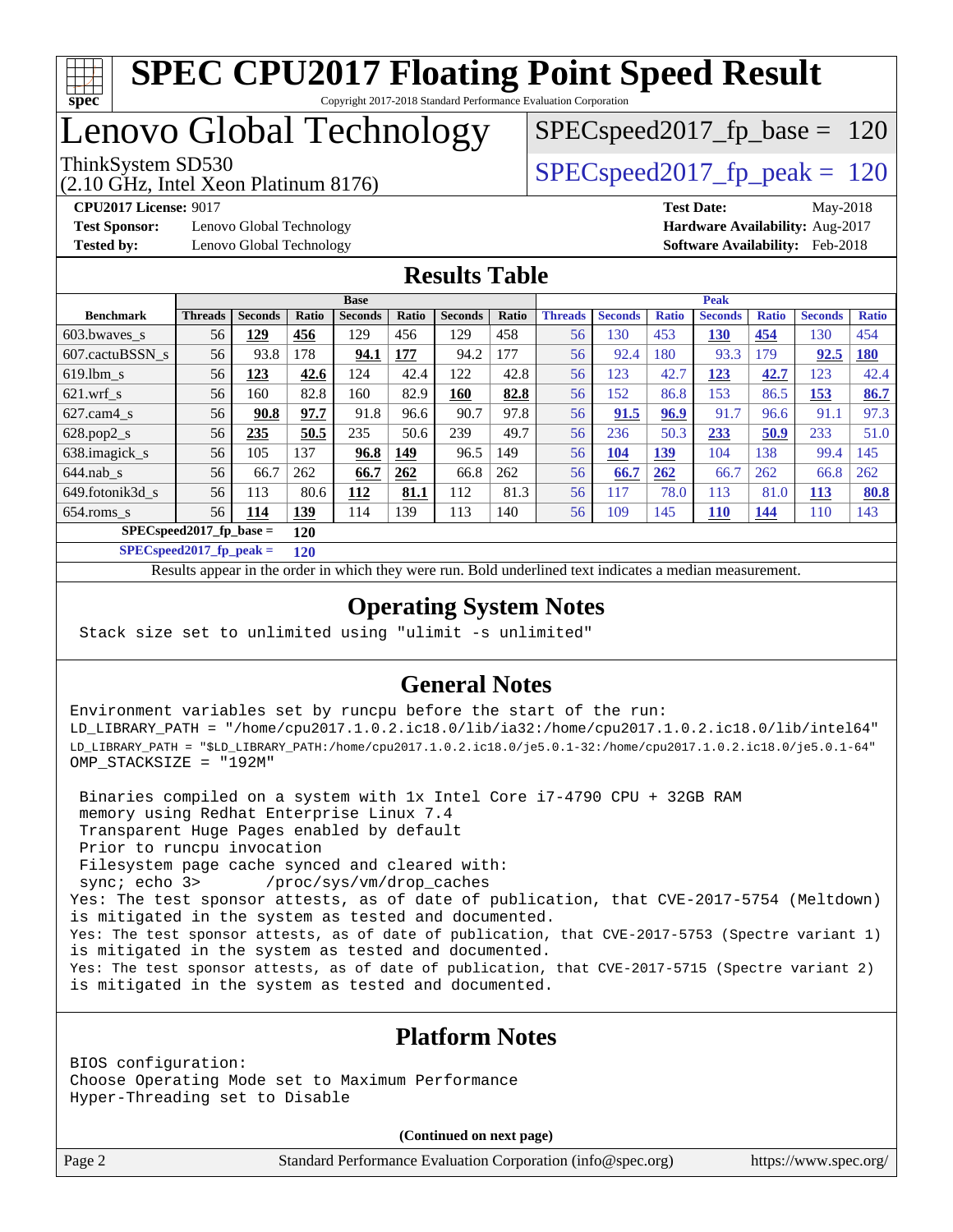# SPEC CPU2017 Floating Point Speed Result

Copyright 2017-2018 Standard Performance Evaluation Corporation

# Lenovo Global Technology

ThinkSystem SD530
(2.10 GHz, Intel Xeon Platinum 8176)

SPECspeed2017_fp_base = 120

SPECspeed2017_fp_peak = 120

**CPU2017 License:** 9017
**Test Sponsor:** Lenovo Global Technology
**Tested by:** Lenovo Global Technology

**Test Date:** May-2018
**Hardware Availability:** Aug-2017
**Software Availability:** Feb-2018

## Results Table

| | Base | | | | | | | | Peak | | | | | | | |
|---|---|---|---|---|---|---|---|---|---|---|---|---|---|---|---|---|
| **Benchmark** | **Threads** | **Seconds** | **Ratio** | **Seconds** | **Ratio** | **Seconds** | **Ratio** | | **Threads** | **Seconds** | **Ratio** | **Seconds** | **Ratio** | **Seconds** | **Ratio** |
| 603.bwaves_s | 56 | **129** | **456** | 129 | 456 | 129 | 458 | | 56 | 130 | 453 | **130** | **454** | 130 | 454 |
| 607.cactuBSSN_s | 56 | 93.8 | 178 | **94.1** | **177** | 94.2 | 177 | | 56 | 92.4 | 180 | 93.3 | 179 | **92.5** | **180** |
| 619.lbm_s | 56 | **123** | **42.6** | 124 | 42.4 | 122 | 42.8 | | 56 | 123 | 42.7 | **123** | **42.7** | 123 | 42.4 |
| 621.wrf_s | 56 | 160 | 82.8 | 160 | 82.9 | **160** | **82.8** | | 56 | 152 | 86.8 | 153 | 86.5 | **153** | **86.7** |
| 627.cam4_s | 56 | **90.8** | **97.7** | 91.8 | 96.6 | 90.7 | 97.8 | | 56 | **91.5** | **96.9** | 91.7 | 96.6 | 91.1 | 97.3 |
| 628.pop2_s | 56 | **235** | **50.5** | 235 | 50.6 | 239 | 49.7 | | 56 | 236 | 50.3 | **233** | **50.9** | 233 | 51.0 |
| 638.imagick_s | 56 | 105 | 137 | **96.8** | **149** | 96.5 | 149 | | 56 | **104** | **139** | 104 | 138 | 99.4 | 145 |
| 644.nab_s | 56 | 66.7 | 262 | **66.7** | **262** | 66.8 | 262 | | 56 | **66.7** | **262** | 66.7 | 262 | 66.8 | 262 |
| 649.fotonik3d_s | 56 | 113 | 80.6 | **112** | **81.1** | 112 | 81.3 | | 56 | 117 | 78.0 | 113 | 81.0 | **113** | **80.8** |
| 654.roms_s | 56 | **114** | **139** | 114 | 139 | 113 | 140 | | 56 | 109 | 145 | **110** | **144** | 110 | 143 |

**SPECspeed2017_fp_base = 120**

**SPECspeed2017_fp_peak = 120**

Results appear in the order in which they were run. Bold underlined text indicates a median measurement.

## Operating System Notes

```
Stack size set to unlimited using "ulimit -s unlimited"
```

## General Notes

```
Environment variables set by runcpu before the start of the run:
LD_LIBRARY_PATH = "/home/cpu2017.1.0.2.ic18.0/lib/ia32:/home/cpu2017.1.0.2.ic18.0/lib/intel64"
LD_LIBRARY_PATH = "$LD_LIBRARY_PATH:/home/cpu2017.1.0.2.ic18.0/je5.0.1-32:/home/cpu2017.1.0.2.ic18.0/je5.0.1-64"
OMP_STACKSIZE = "192M"

 Binaries compiled on a system with 1x Intel Core i7-4790 CPU + 32GB RAM
 memory using Redhat Enterprise Linux 7.4
 Transparent Huge Pages enabled by default
 Prior to runcpu invocation
 Filesystem page cache synced and cleared with:
 sync; echo 3>       /proc/sys/vm/drop_caches
Yes: The test sponsor attests, as of date of publication, that CVE-2017-5754 (Meltdown)
is mitigated in the system as tested and documented.
Yes: The test sponsor attests, as of date of publication, that CVE-2017-5753 (Spectre variant 1)
is mitigated in the system as tested and documented.
Yes: The test sponsor attests, as of date of publication, that CVE-2017-5715 (Spectre variant 2)
is mitigated in the system as tested and documented.
```

## Platform Notes

```
BIOS configuration:
Choose Operating Mode set to Maximum Performance
Hyper-Threading set to Disable
```

**(Continued on next page)**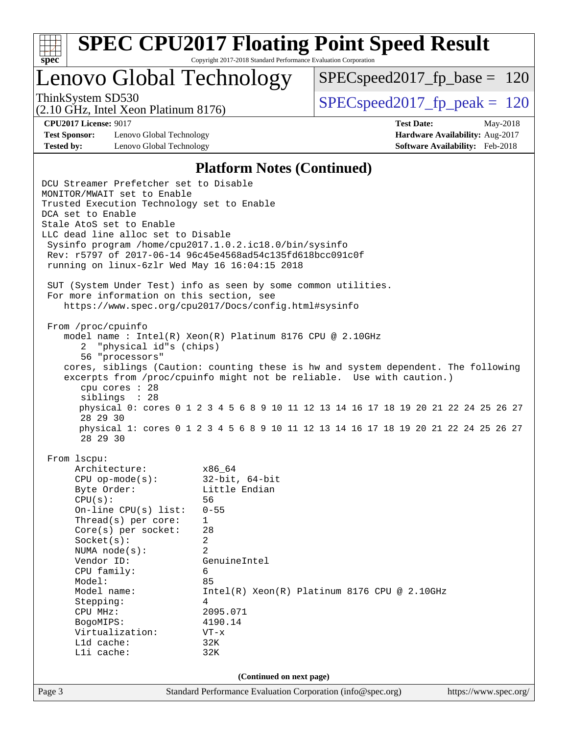## Platform Notes (Continued)

```
DCU Streamer Prefetcher set to Disable
MONITOR/MWAIT set to Enable
Trusted Execution Technology set to Enable
DCA set to Enable
Stale AtoS set to Enable
LLC dead line alloc set to Disable
 Sysinfo program /home/cpu2017.1.0.2.ic18.0/bin/sysinfo
 Rev: r5797 of 2017-06-14 96c45e4568ad54c135fd618bcc091c0f
 running on linux-6zlr Wed May 16 16:04:15 2018

 SUT (System Under Test) info as seen by some common utilities.
 For more information on this section, see
    https://www.spec.org/cpu2017/Docs/config.html#sysinfo

 From /proc/cpuinfo
    model name : Intel(R) Xeon(R) Platinum 8176 CPU @ 2.10GHz
       2  "physical id"s (chips)
       56 "processors"
    cores, siblings (Caution: counting these is hw and system dependent. The following
    excerpts from /proc/cpuinfo might not be reliable.  Use with caution.)
       cpu cores : 28
       siblings  : 28
       physical 0: cores 0 1 2 3 4 5 6 8 9 10 11 12 13 14 16 17 18 19 20 21 22 24 25 26 27
       28 29 30
       physical 1: cores 0 1 2 3 4 5 6 8 9 10 11 12 13 14 16 17 18 19 20 21 22 24 25 26 27
       28 29 30

 From lscpu:
      Architecture:          x86_64
      CPU op-mode(s):        32-bit, 64-bit
      Byte Order:            Little Endian
      CPU(s):                56
      On-line CPU(s) list:   0-55
      Thread(s) per core:    1
      Core(s) per socket:    28
      Socket(s):             2
      NUMA node(s):          2
      Vendor ID:             GenuineIntel
      CPU family:            6
      Model:                 85
      Model name:            Intel(R) Xeon(R) Platinum 8176 CPU @ 2.10GHz
      Stepping:              4
      CPU MHz:               2095.071
      BogoMIPS:              4190.14
      Virtualization:        VT-x
      L1d cache:             32K
      L1i cache:             32K
```

(Continued on next page)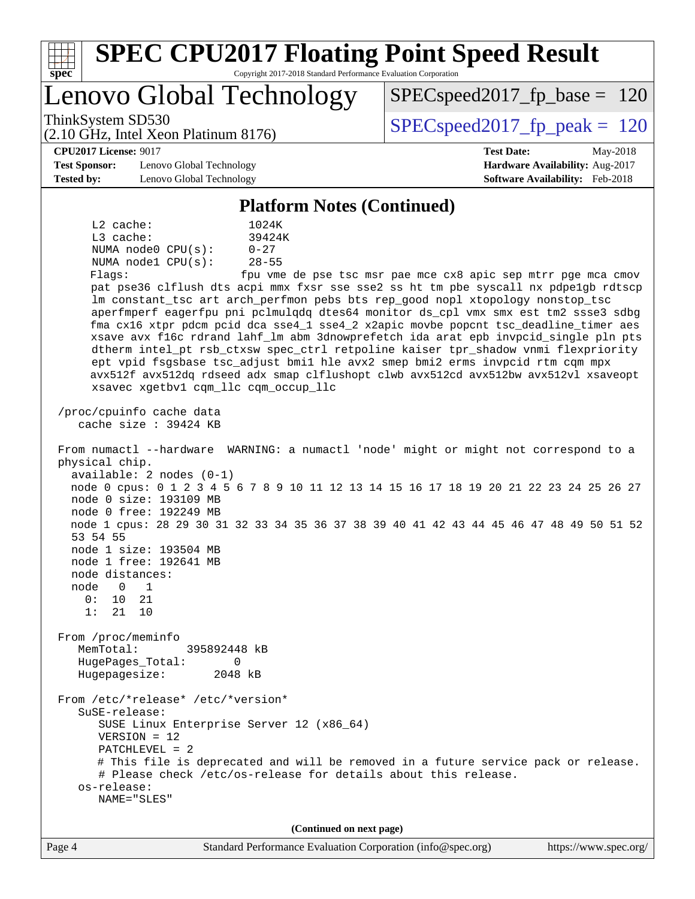## Platform Notes (Continued)

```
    L2 cache:              1024K
    L3 cache:              39424K
    NUMA node0 CPU(s):     0-27
    NUMA node1 CPU(s):     28-55
    Flags:                 fpu vme de pse tsc msr pae mce cx8 apic sep mtrr pge mca cmov
    pat pse36 clflush dts acpi mmx fxsr sse sse2 ss ht tm pbe syscall nx pdpe1gb rdtscp
    lm constant_tsc art arch_perfmon pebs bts rep_good nopl xtopology nonstop_tsc
    aperfmperf eagerfpu pni pclmulqdq dtes64 monitor ds_cpl vmx smx est tm2 ssse3 sdbg
    fma cx16 xtpr pdcm pcid dca sse4_1 sse4_2 x2apic movbe popcnt tsc_deadline_timer aes
    xsave avx f16c rdrand lahf_lm abm 3dnowprefetch ida arat epb invpcid_single pln pts
    dtherm intel_pt rsb_ctxsw spec_ctrl retpoline kaiser tpr_shadow vnmi flexpriority
    ept vpid fsgsbase tsc_adjust bmi1 hle avx2 smep bmi2 erms invpcid rtm cqm mpx
    avx512f avx512dq rdseed adx smap clflushopt clwb avx512cd avx512bw avx512vl xsaveopt
    xsavec xgetbv1 cqm_llc cqm_occup_llc

 /proc/cpuinfo cache data
    cache size : 39424 KB

 From numactl --hardware  WARNING: a numactl 'node' might or might not correspond to a
 physical chip.
   available: 2 nodes (0-1)
   node 0 cpus: 0 1 2 3 4 5 6 7 8 9 10 11 12 13 14 15 16 17 18 19 20 21 22 23 24 25 26 27
   node 0 size: 193109 MB
   node 0 free: 192249 MB
   node 1 cpus: 28 29 30 31 32 33 34 35 36 37 38 39 40 41 42 43 44 45 46 47 48 49 50 51 52
   53 54 55
   node 1 size: 193504 MB
   node 1 free: 192641 MB
   node distances:
   node   0   1
     0:  10  21
     1:  21  10

 From /proc/meminfo
    MemTotal:       395892448 kB
    HugePages_Total:       0
    Hugepagesize:       2048 kB

 From /etc/*release* /etc/*version*
    SuSE-release:
       SUSE Linux Enterprise Server 12 (x86_64)
       VERSION = 12
       PATCHLEVEL = 2
       # This file is deprecated and will be removed in a future service pack or release.
       # Please check /etc/os-release for details about this release.
    os-release:
       NAME="SLES"
```

(Continued on next page)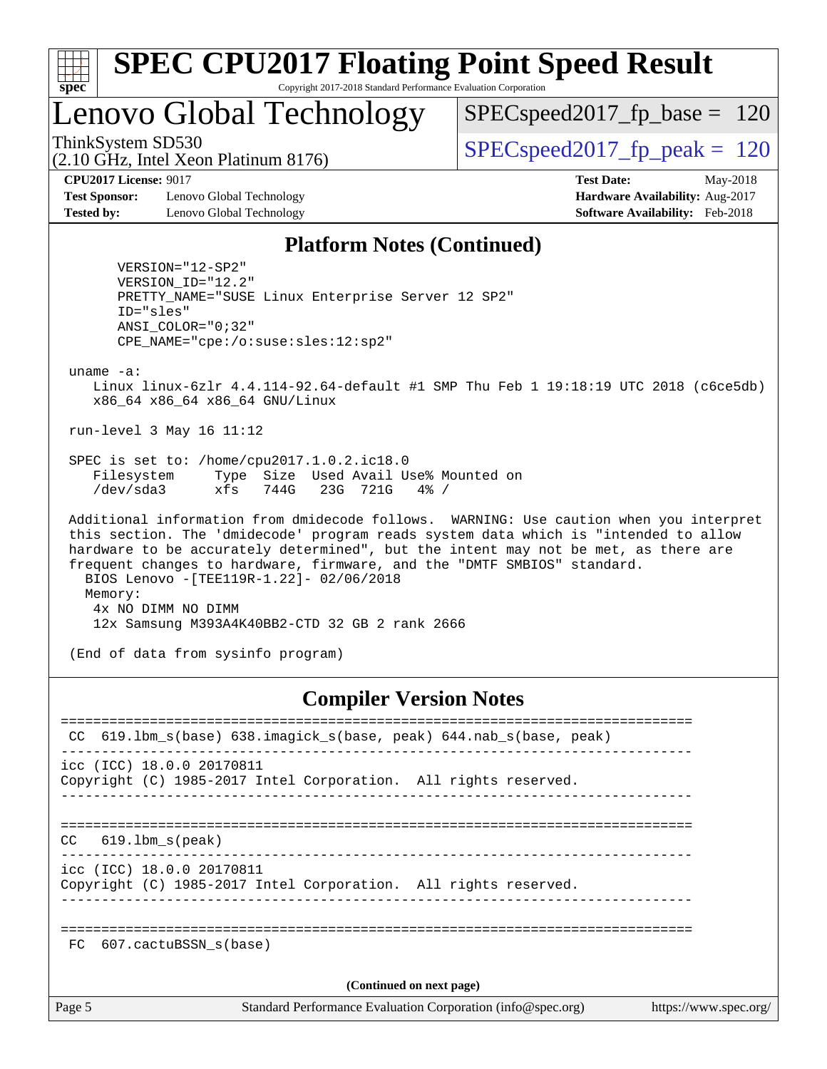## Platform Notes (Continued)

```
      VERSION="12-SP2"
      VERSION_ID="12.2"
      PRETTY_NAME="SUSE Linux Enterprise Server 12 SP2"
      ID="sles"
      ANSI_COLOR="0;32"
      CPE_NAME="cpe:/o:suse:sles:12:sp2"

 uname -a:
    Linux linux-6zlr 4.4.114-92.64-default #1 SMP Thu Feb 1 19:18:19 UTC 2018 (c6ce5db)
    x86_64 x86_64 x86_64 GNU/Linux

 run-level 3 May 16 11:12

 SPEC is set to: /home/cpu2017.1.0.2.ic18.0
    Filesystem     Type  Size  Used Avail Use% Mounted on
    /dev/sda3      xfs   744G   23G  721G   4% /

 Additional information from dmidecode follows.  WARNING: Use caution when you interpret
 this section. The 'dmidecode' program reads system data which is "intended to allow
 hardware to be accurately determined", but the intent may not be met, as there are
 frequent changes to hardware, firmware, and the "DMTF SMBIOS" standard.
   BIOS Lenovo -[TEE119R-1.22]- 02/06/2018
   Memory:
    4x NO DIMM NO DIMM
    12x Samsung M393A4K40BB2-CTD 32 GB 2 rank 2666

 (End of data from sysinfo program)
```

## Compiler Version Notes

```
==============================================================================
 CC  619.lbm_s(base) 638.imagick_s(base, peak) 644.nab_s(base, peak)
------------------------------------------------------------------------------
icc (ICC) 18.0.0 20170811
Copyright (C) 1985-2017 Intel Corporation.  All rights reserved.
------------------------------------------------------------------------------

==============================================================================
CC   619.lbm_s(peak)
------------------------------------------------------------------------------
icc (ICC) 18.0.0 20170811
Copyright (C) 1985-2017 Intel Corporation.  All rights reserved.
------------------------------------------------------------------------------

==============================================================================
 FC  607.cactuBSSN_s(base)
```

(Continued on next page)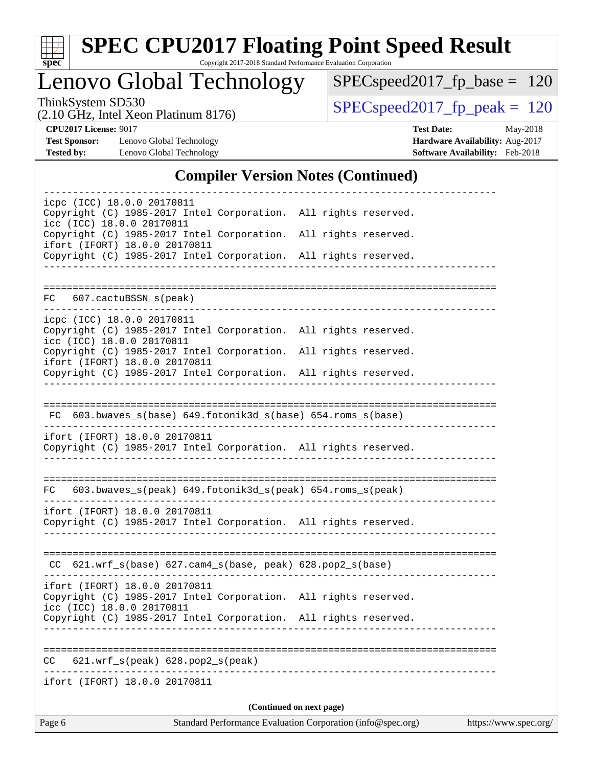# SPEC CPU2017 Floating Point Speed Result

Copyright 2017-2018 Standard Performance Evaluation Corporation

## Lenovo Global Technology

ThinkSystem SD530
(2.10 GHz, Intel Xeon Platinum 8176)

SPECspeed2017_fp_base = 120

SPECspeed2017_fp_peak = 120

**CPU2017 License:** 9017
**Test Sponsor:** Lenovo Global Technology
**Tested by:** Lenovo Global Technology

**Test Date:** May-2018
**Hardware Availability:** Aug-2017
**Software Availability:** Feb-2018

### Compiler Version Notes (Continued)

```
------------------------------------------------------------------------------
icpc (ICC) 18.0.0 20170811
Copyright (C) 1985-2017 Intel Corporation.  All rights reserved.
icc (ICC) 18.0.0 20170811
Copyright (C) 1985-2017 Intel Corporation.  All rights reserved.
ifort (IFORT) 18.0.0 20170811
Copyright (C) 1985-2017 Intel Corporation.  All rights reserved.
------------------------------------------------------------------------------

==============================================================================
FC  607.cactuBSSN_s(peak)
------------------------------------------------------------------------------
icpc (ICC) 18.0.0 20170811
Copyright (C) 1985-2017 Intel Corporation.  All rights reserved.
icc (ICC) 18.0.0 20170811
Copyright (C) 1985-2017 Intel Corporation.  All rights reserved.
ifort (IFORT) 18.0.0 20170811
Copyright (C) 1985-2017 Intel Corporation.  All rights reserved.
------------------------------------------------------------------------------

==============================================================================
 FC  603.bwaves_s(base) 649.fotonik3d_s(base) 654.roms_s(base)
------------------------------------------------------------------------------
ifort (IFORT) 18.0.0 20170811
Copyright (C) 1985-2017 Intel Corporation.  All rights reserved.
------------------------------------------------------------------------------

==============================================================================
FC  603.bwaves_s(peak) 649.fotonik3d_s(peak) 654.roms_s(peak)
------------------------------------------------------------------------------
ifort (IFORT) 18.0.0 20170811
Copyright (C) 1985-2017 Intel Corporation.  All rights reserved.
------------------------------------------------------------------------------

==============================================================================
 CC  621.wrf_s(base) 627.cam4_s(base, peak) 628.pop2_s(base)
------------------------------------------------------------------------------
ifort (IFORT) 18.0.0 20170811
Copyright (C) 1985-2017 Intel Corporation.  All rights reserved.
icc (ICC) 18.0.0 20170811
Copyright (C) 1985-2017 Intel Corporation.  All rights reserved.
------------------------------------------------------------------------------

==============================================================================
CC  621.wrf_s(peak) 628.pop2_s(peak)
------------------------------------------------------------------------------
ifort (IFORT) 18.0.0 20170811
```

**(Continued on next page)**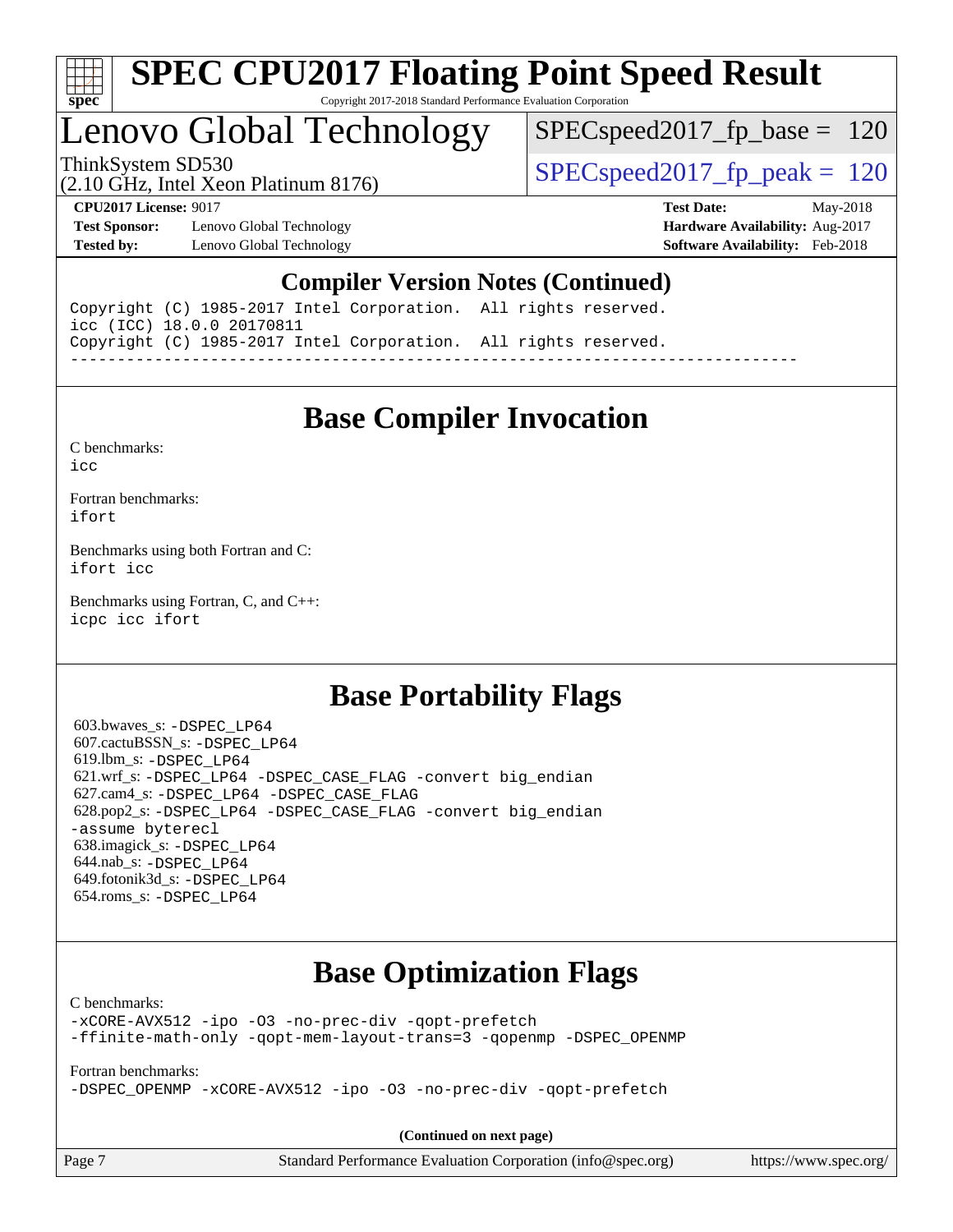# SPEC CPU2017 Floating Point Speed Result

Copyright 2017-2018 Standard Performance Evaluation Corporation

## Lenovo Global Technology

ThinkSystem SD530
(2.10 GHz, Intel Xeon Platinum 8176)

SPECspeed2017_fp_base = 120

SPECspeed2017_fp_peak = 120

**CPU2017 License:** 9017
**Test Sponsor:** Lenovo Global Technology
**Tested by:** Lenovo Global Technology

**Test Date:** May-2018
**Hardware Availability:** Aug-2017
**Software Availability:** Feb-2018

### Compiler Version Notes (Continued)

```
Copyright (C) 1985-2017 Intel Corporation.  All rights reserved.
icc (ICC) 18.0.0 20170811
Copyright (C) 1985-2017 Intel Corporation.  All rights reserved.
------------------------------------------------------------------------------
```

## Base Compiler Invocation

C benchmarks:
icc

Fortran benchmarks:
ifort

Benchmarks using both Fortran and C:
ifort icc

Benchmarks using Fortran, C, and C++:
icpc icc ifort

## Base Portability Flags

603.bwaves_s: -DSPEC_LP64
607.cactuBSSN_s: -DSPEC_LP64
619.lbm_s: -DSPEC_LP64
621.wrf_s: -DSPEC_LP64 -DSPEC_CASE_FLAG -convert big_endian
627.cam4_s: -DSPEC_LP64 -DSPEC_CASE_FLAG
628.pop2_s: -DSPEC_LP64 -DSPEC_CASE_FLAG -convert big_endian -assume byterecl
638.imagick_s: -DSPEC_LP64
644.nab_s: -DSPEC_LP64
649.fotonik3d_s: -DSPEC_LP64
654.roms_s: -DSPEC_LP64

## Base Optimization Flags

C benchmarks:
-xCORE-AVX512 -ipo -O3 -no-prec-div -qopt-prefetch
-ffinite-math-only -qopt-mem-layout-trans=3 -qopenmp -DSPEC_OPENMP

Fortran benchmarks:
-DSPEC_OPENMP -xCORE-AVX512 -ipo -O3 -no-prec-div -qopt-prefetch

**(Continued on next page)**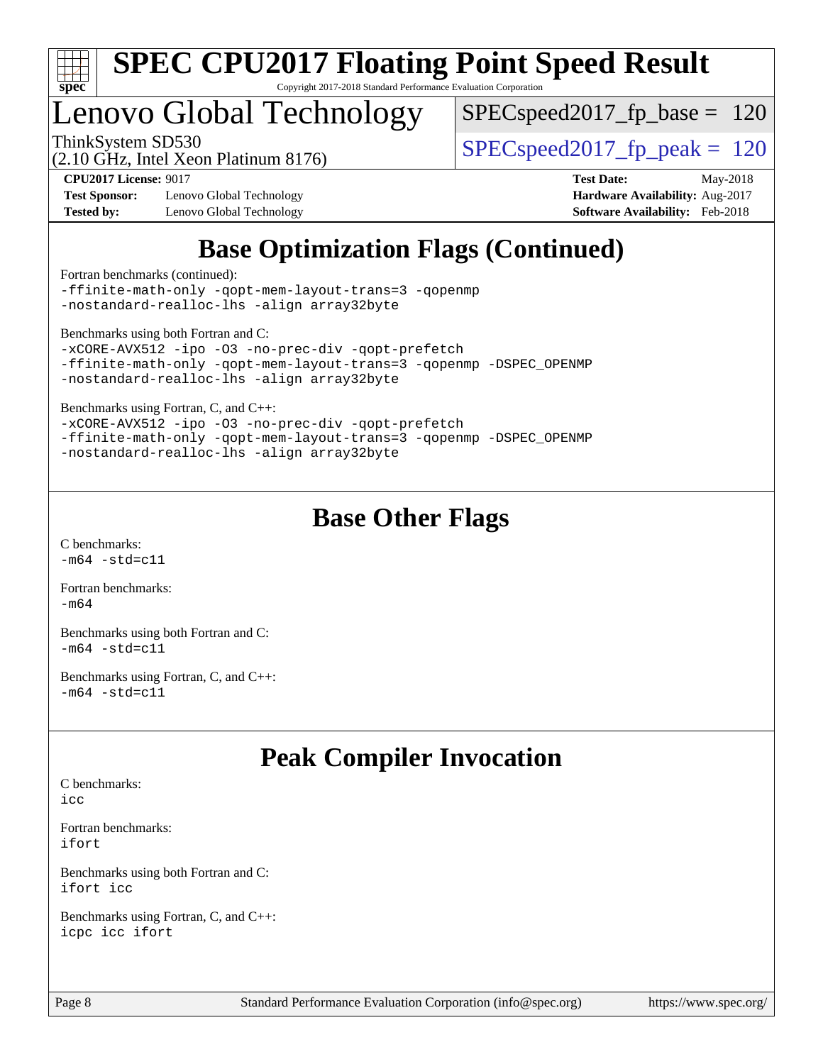# Base Optimization Flags (Continued)

Fortran benchmarks (continued):
```
-ffinite-math-only -qopt-mem-layout-trans=3 -qopenmp
-nostandard-realloc-lhs -align array32byte
```

Benchmarks using both Fortran and C:
```
-xCORE-AVX512 -ipo -O3 -no-prec-div -qopt-prefetch
-ffinite-math-only -qopt-mem-layout-trans=3 -qopenmp -DSPEC_OPENMP
-nostandard-realloc-lhs -align array32byte
```

Benchmarks using Fortran, C, and C++:
```
-xCORE-AVX512 -ipo -O3 -no-prec-div -qopt-prefetch
-ffinite-math-only -qopt-mem-layout-trans=3 -qopenmp -DSPEC_OPENMP
-nostandard-realloc-lhs -align array32byte
```

# Base Other Flags

C benchmarks:
```
-m64 -std=c11
```

Fortran benchmarks:
```
-m64
```

Benchmarks using both Fortran and C:
```
-m64 -std=c11
```

Benchmarks using Fortran, C, and C++:
```
-m64 -std=c11
```

# Peak Compiler Invocation

C benchmarks:
```
icc
```

Fortran benchmarks:
```
ifort
```

Benchmarks using both Fortran and C:
```
ifort icc
```

Benchmarks using Fortran, C, and C++:
```
icpc icc ifort
```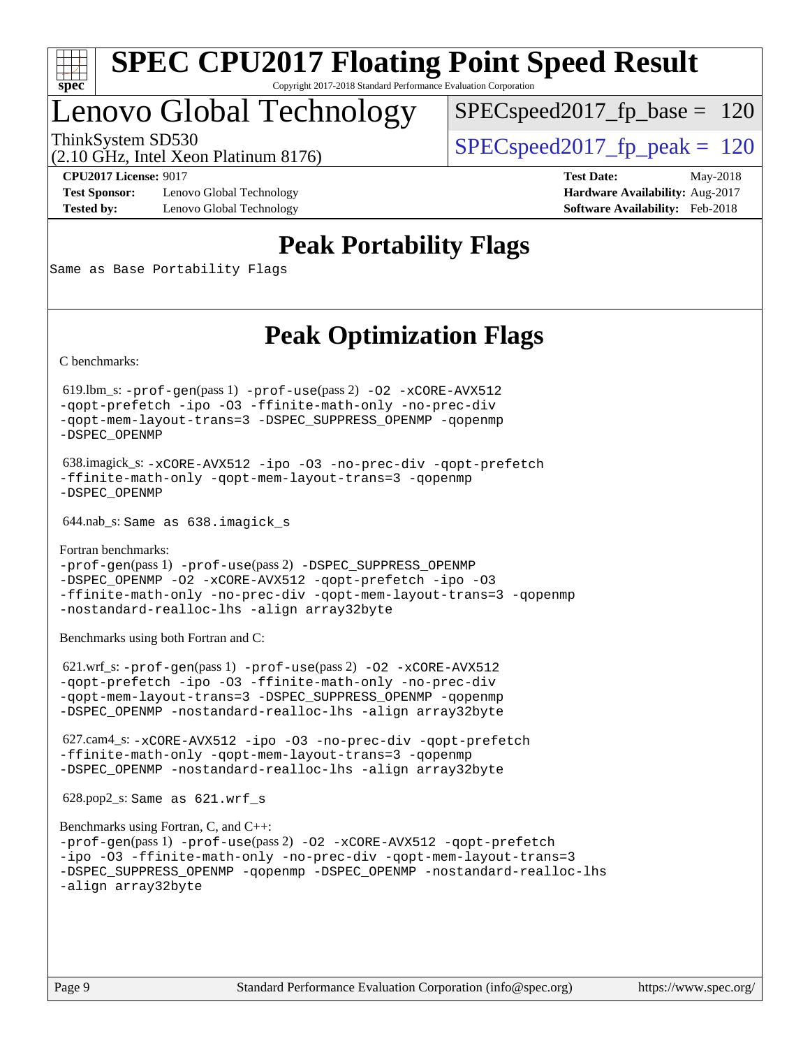# SPEC CPU2017 Floating Point Speed Result

Copyright 2017-2018 Standard Performance Evaluation Corporation

## Lenovo Global Technology

ThinkSystem SD530
(2.10 GHz, Intel Xeon Platinum 8176)

SPECspeed2017_fp_base = 120

SPECspeed2017_fp_peak = 120

**CPU2017 License:** 9017
**Test Sponsor:** Lenovo Global Technology
**Tested by:** Lenovo Global Technology

**Test Date:** May-2018
**Hardware Availability:** Aug-2017
**Software Availability:** Feb-2018

## Peak Portability Flags

Same as Base Portability Flags

## Peak Optimization Flags

C benchmarks:

619.lbm_s: -prof-gen(pass 1) -prof-use(pass 2) -O2 -xCORE-AVX512 -qopt-prefetch -ipo -O3 -ffinite-math-only -no-prec-div -qopt-mem-layout-trans=3 -DSPEC_SUPPRESS_OPENMP -qopenmp -DSPEC_OPENMP

638.imagick_s: -xCORE-AVX512 -ipo -O3 -no-prec-div -qopt-prefetch -ffinite-math-only -qopt-mem-layout-trans=3 -qopenmp -DSPEC_OPENMP

644.nab_s: Same as 638.imagick_s

Fortran benchmarks:

-prof-gen(pass 1) -prof-use(pass 2) -DSPEC_SUPPRESS_OPENMP -DSPEC_OPENMP -O2 -xCORE-AVX512 -qopt-prefetch -ipo -O3 -ffinite-math-only -no-prec-div -qopt-mem-layout-trans=3 -qopenmp -nostandard-realloc-lhs -align array32byte

Benchmarks using both Fortran and C:

621.wrf_s: -prof-gen(pass 1) -prof-use(pass 2) -O2 -xCORE-AVX512 -qopt-prefetch -ipo -O3 -ffinite-math-only -no-prec-div -qopt-mem-layout-trans=3 -DSPEC_SUPPRESS_OPENMP -qopenmp -DSPEC_OPENMP -nostandard-realloc-lhs -align array32byte

627.cam4_s: -xCORE-AVX512 -ipo -O3 -no-prec-div -qopt-prefetch -ffinite-math-only -qopt-mem-layout-trans=3 -qopenmp -DSPEC_OPENMP -nostandard-realloc-lhs -align array32byte

628.pop2_s: Same as 621.wrf_s

Benchmarks using Fortran, C, and C++:

-prof-gen(pass 1) -prof-use(pass 2) -O2 -xCORE-AVX512 -qopt-prefetch -ipo -O3 -ffinite-math-only -no-prec-div -qopt-mem-layout-trans=3 -DSPEC_SUPPRESS_OPENMP -qopenmp -DSPEC_OPENMP -nostandard-realloc-lhs -align array32byte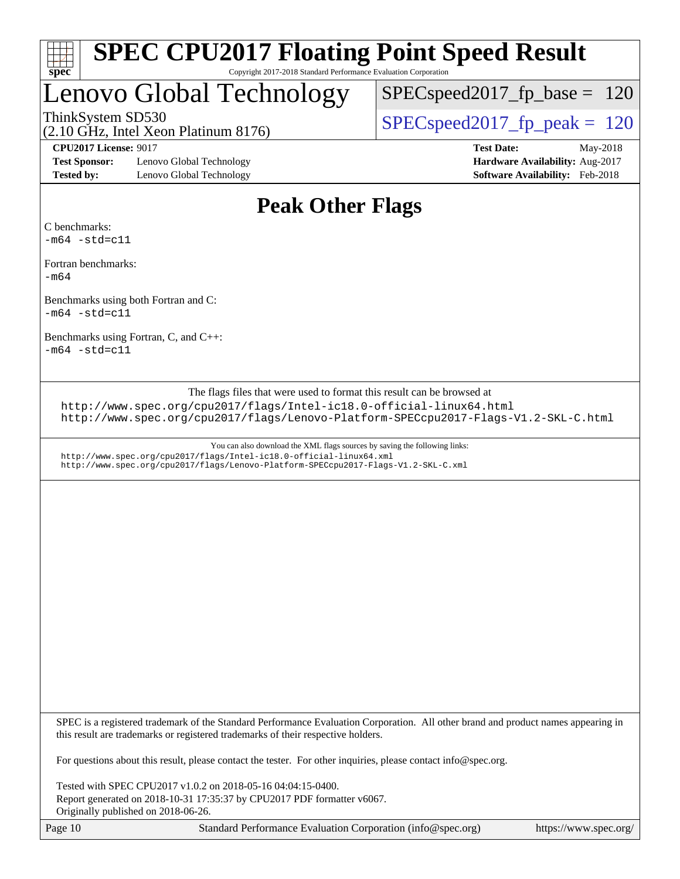# Peak Other Flags

C benchmarks:
-m64 -std=c11

Fortran benchmarks:
-m64

Benchmarks using both Fortran and C:
-m64 -std=c11

Benchmarks using Fortran, C, and C++:
-m64 -std=c11

The flags files that were used to format this result can be browsed at
http://www.spec.org/cpu2017/flags/Intel-ic18.0-official-linux64.html
http://www.spec.org/cpu2017/flags/Lenovo-Platform-SPECcpu2017-Flags-V1.2-SKL-C.html

You can also download the XML flags sources by saving the following links:
http://www.spec.org/cpu2017/flags/Intel-ic18.0-official-linux64.xml
http://www.spec.org/cpu2017/flags/Lenovo-Platform-SPECcpu2017-Flags-V1.2-SKL-C.xml

SPEC is a registered trademark of the Standard Performance Evaluation Corporation. All other brand and product names appearing in this result are trademarks or registered trademarks of their respective holders.

For questions about this result, please contact the tester. For other inquiries, please contact info@spec.org.

Tested with SPEC CPU2017 v1.0.2 on 2018-05-16 04:04:15-0400.
Report generated on 2018-10-31 17:35:37 by CPU2017 PDF formatter v6067.
Originally published on 2018-06-26.